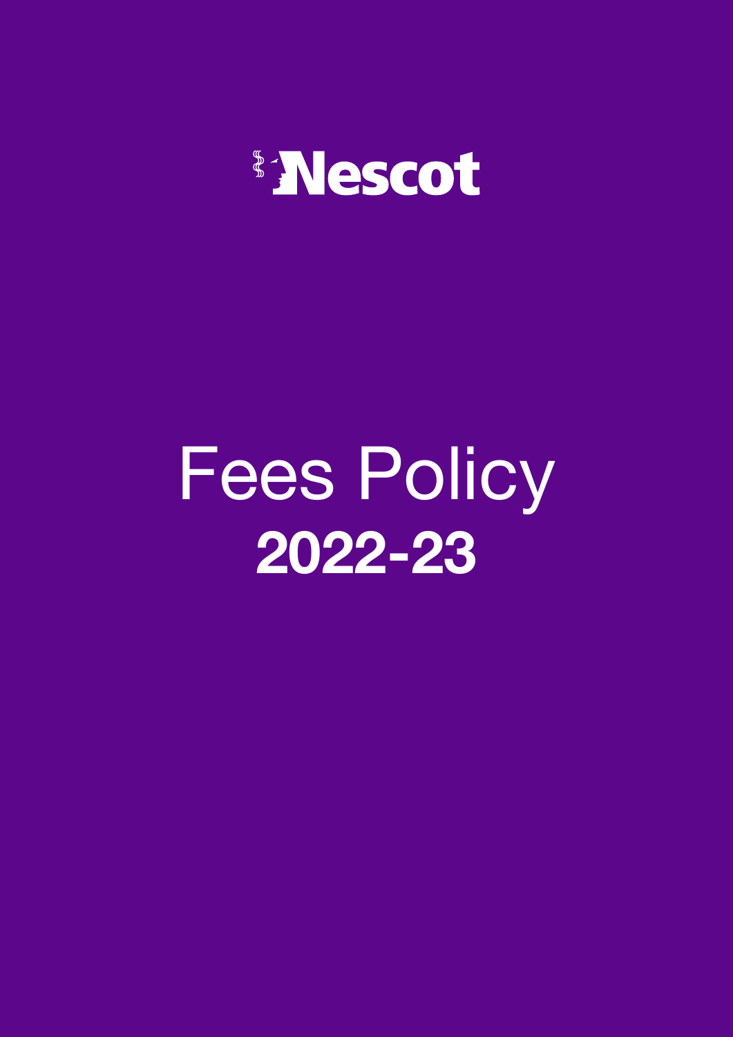Nescot

# Fees Policy

## 2022-23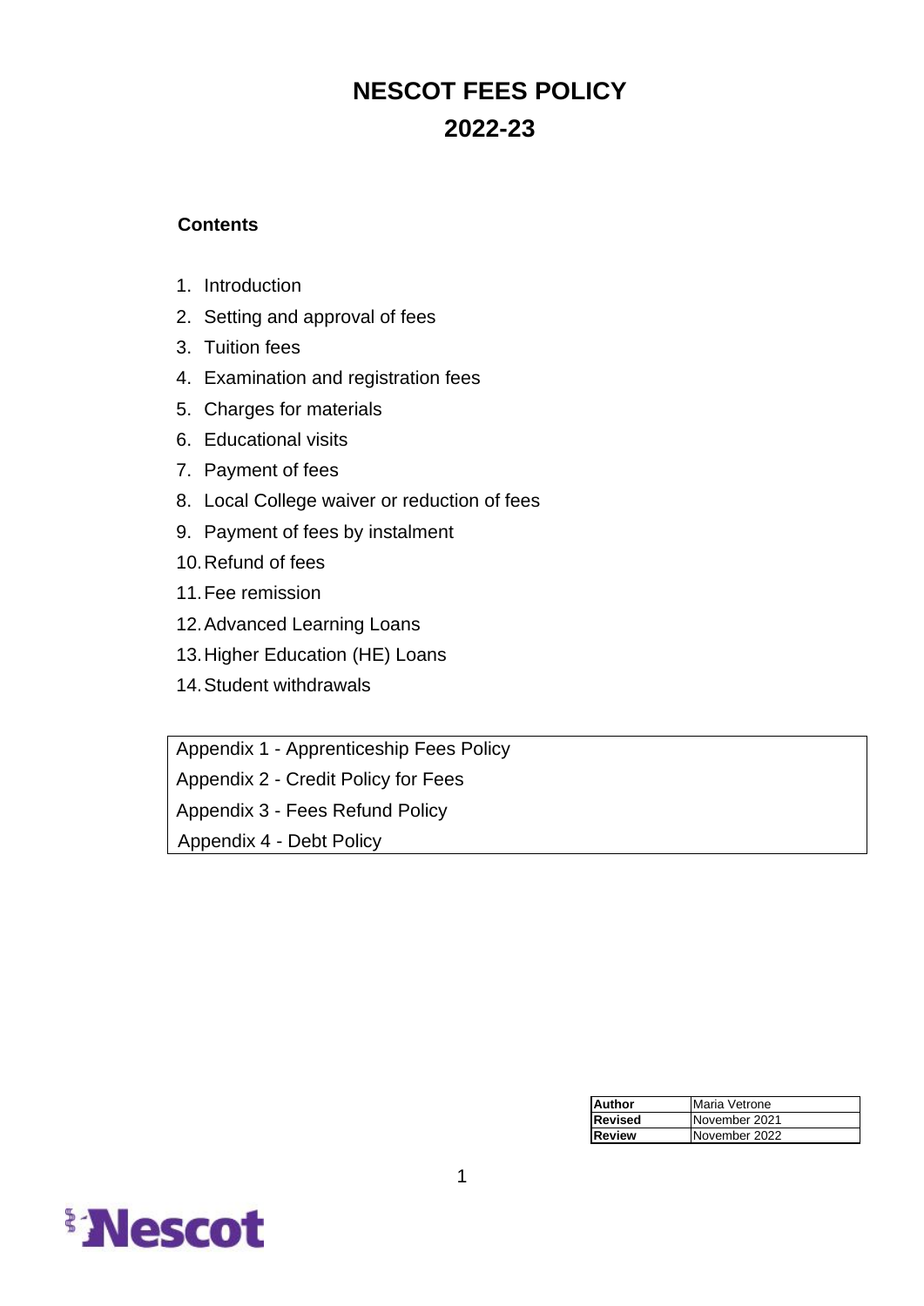# NESCOT FEES POLICY
# 2022-23

**Contents**

1. Introduction
2. Setting and approval of fees
3. Tuition fees
4. Examination and registration fees
5. Charges for materials
6. Educational visits
7. Payment of fees
8. Local College waiver or reduction of fees
9. Payment of fees by instalment
10. Refund of fees
11. Fee remission
12. Advanced Learning Loans
13. Higher Education (HE) Loans
14. Student withdrawals

| Appendix 1 - Apprenticeship Fees Policy |
|---|
| Appendix 2 - Credit Policy for Fees |
| Appendix 3 - Fees Refund Policy |
| Appendix 4 - Debt Policy |

| **Author** | Maria Vetrone |
|---|---|
| **Revised** | November 2021 |
| **Review** | November 2022 |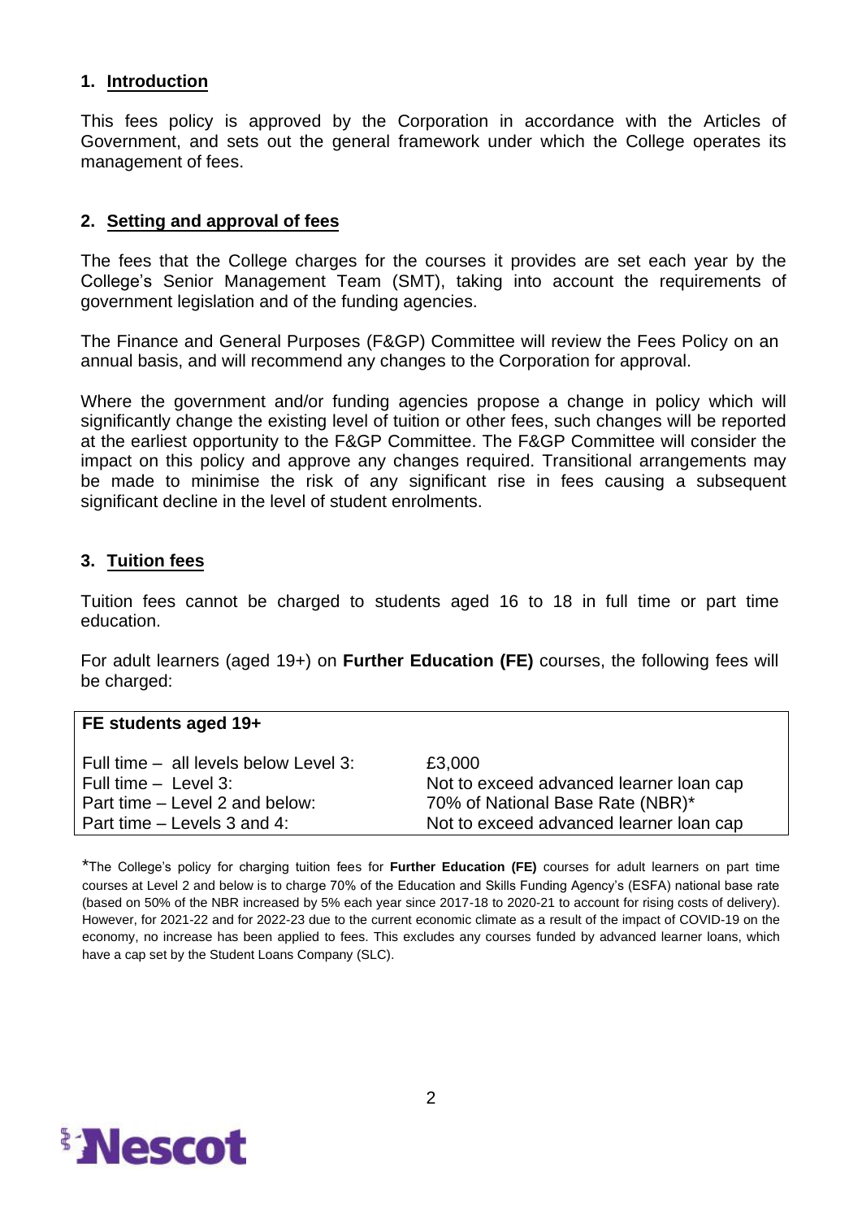## 1. Introduction

This fees policy is approved by the Corporation in accordance with the Articles of Government, and sets out the general framework under which the College operates its management of fees.

## 2. Setting and approval of fees

The fees that the College charges for the courses it provides are set each year by the College's Senior Management Team (SMT), taking into account the requirements of government legislation and of the funding agencies.

The Finance and General Purposes (F&GP) Committee will review the Fees Policy on an annual basis, and will recommend any changes to the Corporation for approval.

Where the government and/or funding agencies propose a change in policy which will significantly change the existing level of tuition or other fees, such changes will be reported at the earliest opportunity to the F&GP Committee. The F&GP Committee will consider the impact on this policy and approve any changes required. Transitional arrangements may be made to minimise the risk of any significant rise in fees causing a subsequent significant decline in the level of student enrolments.

## 3. Tuition fees

Tuition fees cannot be charged to students aged 16 to 18 in full time or part time education.

For adult learners (aged 19+) on **Further Education (FE)** courses, the following fees will be charged:

| **FE students aged 19+** | |
|---|---|
| Full time – all levels below Level 3: | £3,000 |
| Full time – Level 3: | Not to exceed advanced learner loan cap |
| Part time – Level 2 and below: | 70% of National Base Rate (NBR)* |
| Part time – Levels 3 and 4: | Not to exceed advanced learner loan cap |

*The College's policy for charging tuition fees for **Further Education (FE)** courses for adult learners on part time courses at Level 2 and below is to charge 70% of the Education and Skills Funding Agency's (ESFA) national base rate (based on 50% of the NBR increased by 5% each year since 2017-18 to 2020-21 to account for rising costs of delivery). However, for 2021-22 and for 2022-23 due to the current economic climate as a result of the impact of COVID-19 on the economy, no increase has been applied to fees. This excludes any courses funded by advanced learner loans, which have a cap set by the Student Loans Company (SLC).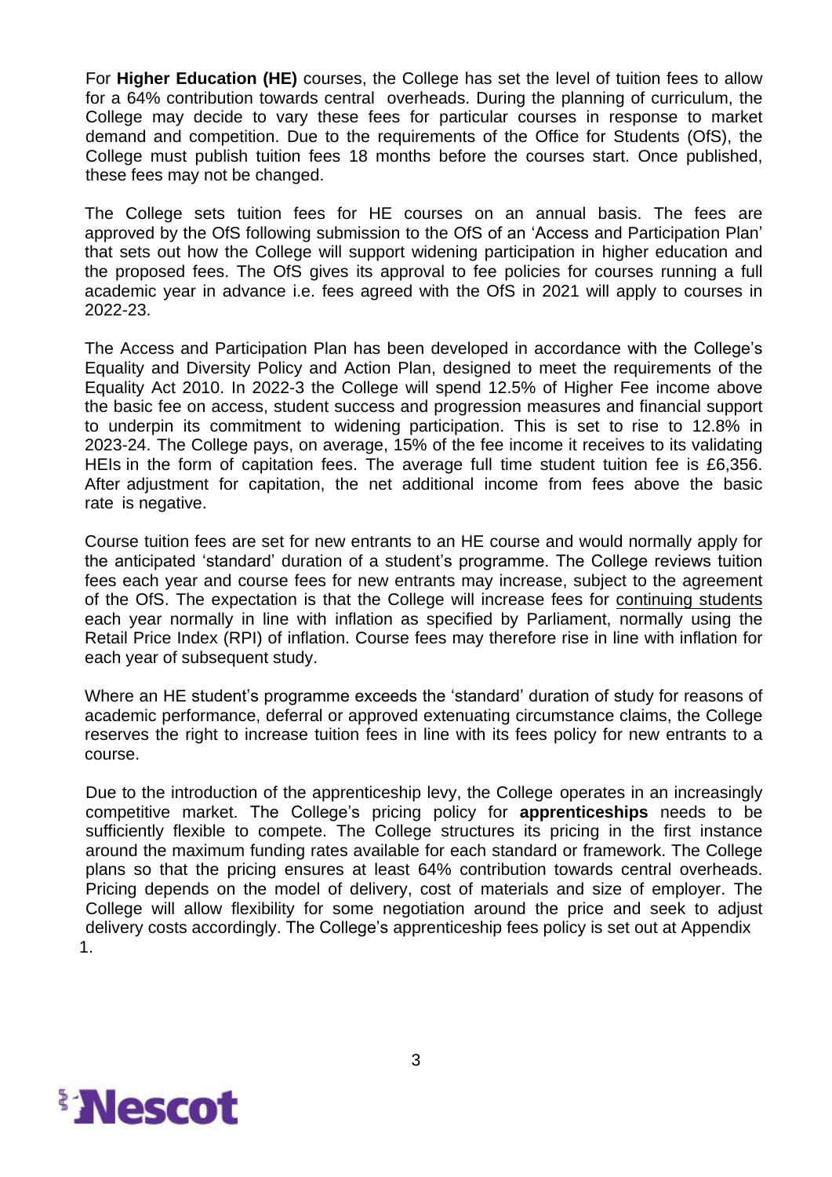For **Higher Education (HE)** courses, the College has set the level of tuition fees to allow for a 64% contribution towards central overheads. During the planning of curriculum, the College may decide to vary these fees for particular courses in response to market demand and competition. Due to the requirements of the Office for Students (OfS), the College must publish tuition fees 18 months before the courses start. Once published, these fees may not be changed.

The College sets tuition fees for HE courses on an annual basis. The fees are approved by the OfS following submission to the OfS of an 'Access and Participation Plan' that sets out how the College will support widening participation in higher education and the proposed fees. The OfS gives its approval to fee policies for courses running a full academic year in advance i.e. fees agreed with the OfS in 2021 will apply to courses in 2022-23.

The Access and Participation Plan has been developed in accordance with the College's Equality and Diversity Policy and Action Plan, designed to meet the requirements of the Equality Act 2010. In 2022-3 the College will spend 12.5% of Higher Fee income above the basic fee on access, student success and progression measures and financial support to underpin its commitment to widening participation. This is set to rise to 12.8% in 2023-24. The College pays, on average, 15% of the fee income it receives to its validating HEIs in the form of capitation fees. The average full time student tuition fee is £6,356. After adjustment for capitation, the net additional income from fees above the basic rate is negative.

Course tuition fees are set for new entrants to an HE course and would normally apply for the anticipated 'standard' duration of a student's programme. The College reviews tuition fees each year and course fees for new entrants may increase, subject to the agreement of the OfS. The expectation is that the College will increase fees for continuing students each year normally in line with inflation as specified by Parliament, normally using the Retail Price Index (RPI) of inflation. Course fees may therefore rise in line with inflation for each year of subsequent study.

Where an HE student's programme exceeds the 'standard' duration of study for reasons of academic performance, deferral or approved extenuating circumstance claims, the College reserves the right to increase tuition fees in line with its fees policy for new entrants to a course.

Due to the introduction of the apprenticeship levy, the College operates in an increasingly competitive market. The College's pricing policy for **apprenticeships** needs to be sufficiently flexible to compete. The College structures its pricing in the first instance around the maximum funding rates available for each standard or framework. The College plans so that the pricing ensures at least 64% contribution towards central overheads. Pricing depends on the model of delivery, cost of materials and size of employer. The College will allow flexibility for some negotiation around the price and seek to adjust delivery costs accordingly. The College's apprenticeship fees policy is set out at Appendix 1.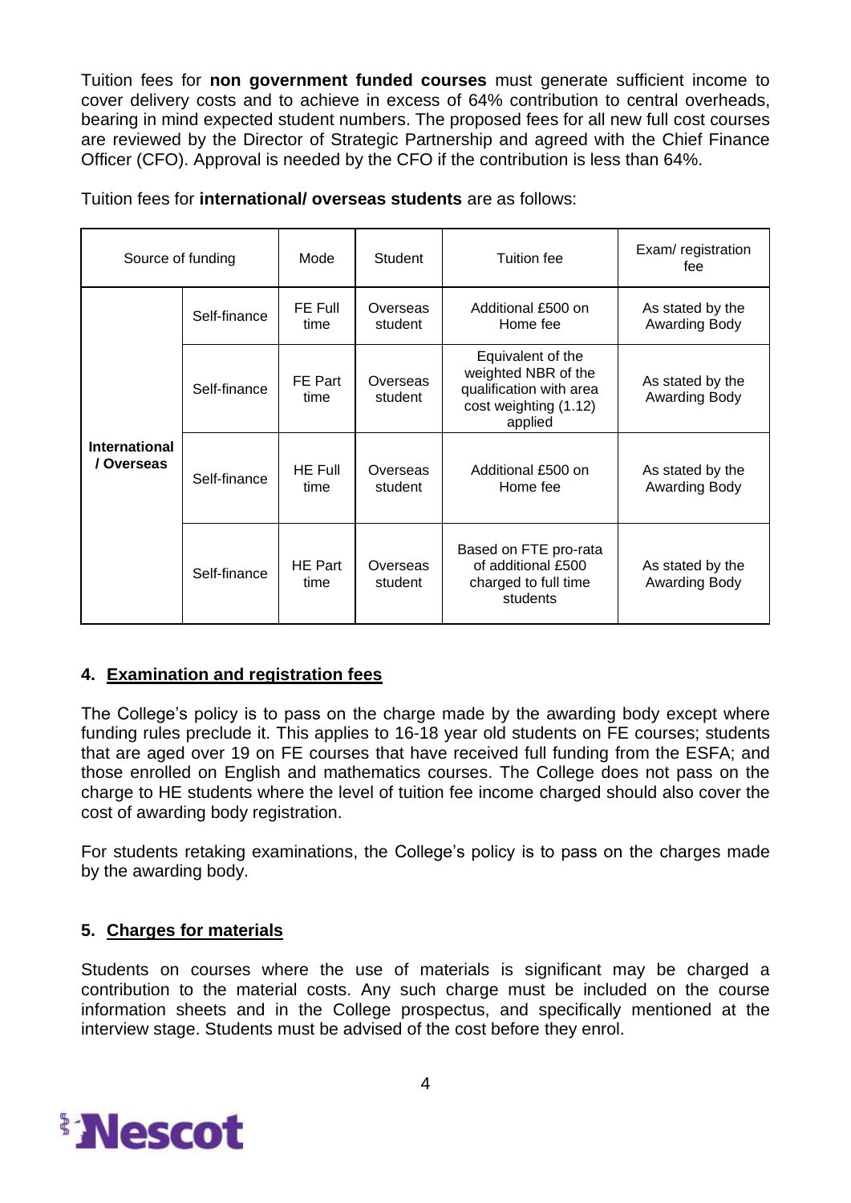Tuition fees for **non government funded courses** must generate sufficient income to cover delivery costs and to achieve in excess of 64% contribution to central overheads, bearing in mind expected student numbers. The proposed fees for all new full cost courses are reviewed by the Director of Strategic Partnership and agreed with the Chief Finance Officer (CFO). Approval is needed by the CFO if the contribution is less than 64%.

Tuition fees for **international/ overseas students** are as follows:

| Source of funding | | Mode | Student | Tuition fee | Exam/ registration fee |
|---|---|---|---|---|---|
| **International / Overseas** | Self-finance | FE Full time | Overseas student | Additional £500 on Home fee | As stated by the Awarding Body |
| | Self-finance | FE Part time | Overseas student | Equivalent of the weighted NBR of the qualification with area cost weighting (1.12) applied | As stated by the Awarding Body |
| | Self-finance | HE Full time | Overseas student | Additional £500 on Home fee | As stated by the Awarding Body |
| | Self-finance | HE Part time | Overseas student | Based on FTE pro-rata of additional £500 charged to full time students | As stated by the Awarding Body |

## 4. Examination and registration fees

The College's policy is to pass on the charge made by the awarding body except where funding rules preclude it. This applies to 16-18 year old students on FE courses; students that are aged over 19 on FE courses that have received full funding from the ESFA; and those enrolled on English and mathematics courses. The College does not pass on the charge to HE students where the level of tuition fee income charged should also cover the cost of awarding body registration.

For students retaking examinations, the College's policy is to pass on the charges made by the awarding body.

## 5. Charges for materials

Students on courses where the use of materials is significant may be charged a contribution to the material costs. Any such charge must be included on the course information sheets and in the College prospectus, and specifically mentioned at the interview stage. Students must be advised of the cost before they enrol.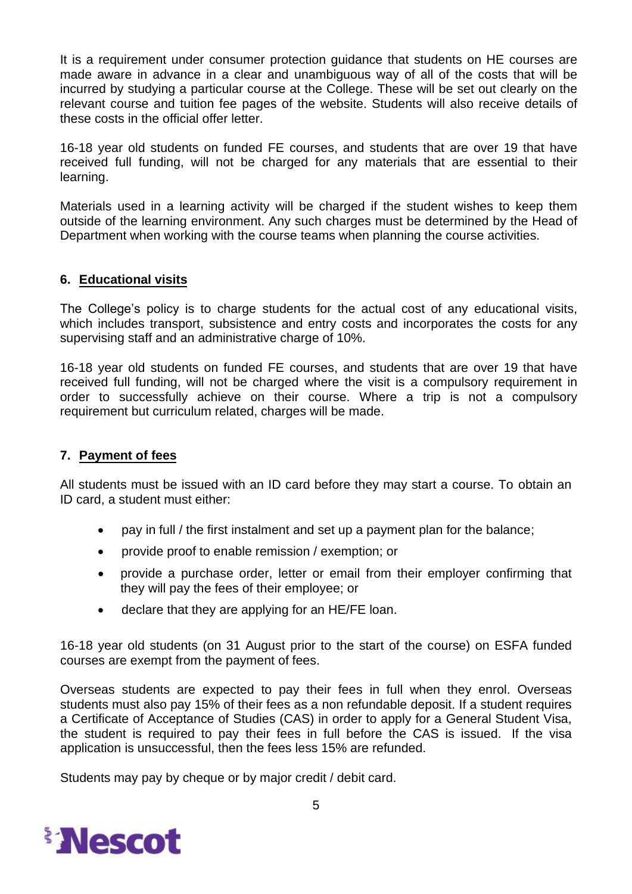It is a requirement under consumer protection guidance that students on HE courses are made aware in advance in a clear and unambiguous way of all of the costs that will be incurred by studying a particular course at the College. These will be set out clearly on the relevant course and tuition fee pages of the website. Students will also receive details of these costs in the official offer letter.

16-18 year old students on funded FE courses, and students that are over 19 that have received full funding, will not be charged for any materials that are essential to their learning.

Materials used in a learning activity will be charged if the student wishes to keep them outside of the learning environment. Any such charges must be determined by the Head of Department when working with the course teams when planning the course activities.

## 6. Educational visits

The College's policy is to charge students for the actual cost of any educational visits, which includes transport, subsistence and entry costs and incorporates the costs for any supervising staff and an administrative charge of 10%.

16-18 year old students on funded FE courses, and students that are over 19 that have received full funding, will not be charged where the visit is a compulsory requirement in order to successfully achieve on their course. Where a trip is not a compulsory requirement but curriculum related, charges will be made.

## 7. Payment of fees

All students must be issued with an ID card before they may start a course. To obtain an ID card, a student must either:

- pay in full / the first instalment and set up a payment plan for the balance;
- provide proof to enable remission / exemption; or
- provide a purchase order, letter or email from their employer confirming that they will pay the fees of their employee; or
- declare that they are applying for an HE/FE loan.

16-18 year old students (on 31 August prior to the start of the course) on ESFA funded courses are exempt from the payment of fees.

Overseas students are expected to pay their fees in full when they enrol. Overseas students must also pay 15% of their fees as a non refundable deposit. If a student requires a Certificate of Acceptance of Studies (CAS) in order to apply for a General Student Visa, the student is required to pay their fees in full before the CAS is issued. If the visa application is unsuccessful, then the fees less 15% are refunded.

Students may pay by cheque or by major credit / debit card.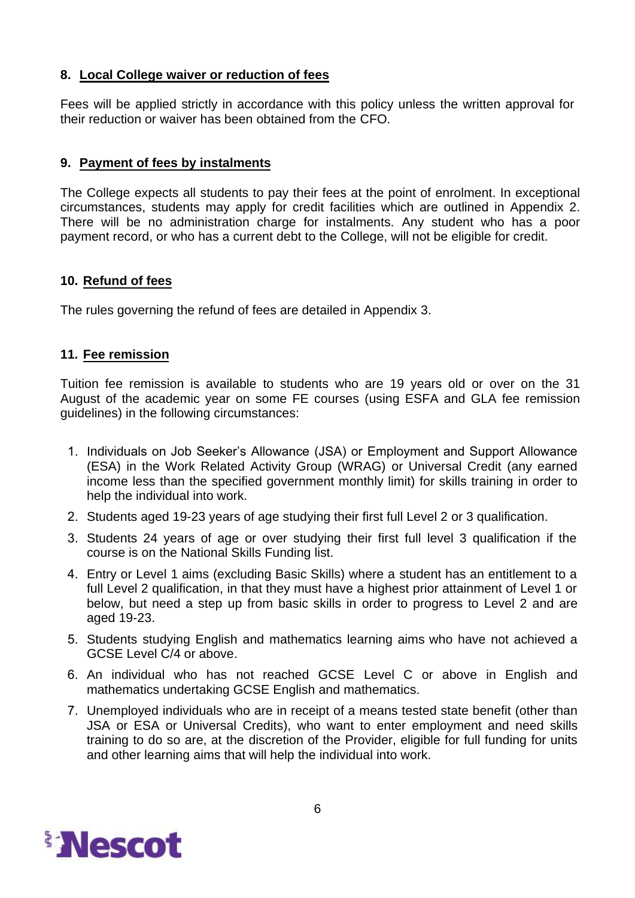## 8. Local College waiver or reduction of fees

Fees will be applied strictly in accordance with this policy unless the written approval for their reduction or waiver has been obtained from the CFO.

## 9. Payment of fees by instalments

The College expects all students to pay their fees at the point of enrolment. In exceptional circumstances, students may apply for credit facilities which are outlined in Appendix 2. There will be no administration charge for instalments. Any student who has a poor payment record, or who has a current debt to the College, will not be eligible for credit.

## 10. Refund of fees

The rules governing the refund of fees are detailed in Appendix 3.

## 11. Fee remission

Tuition fee remission is available to students who are 19 years old or over on the 31 August of the academic year on some FE courses (using ESFA and GLA fee remission guidelines) in the following circumstances:

1. Individuals on Job Seeker's Allowance (JSA) or Employment and Support Allowance (ESA) in the Work Related Activity Group (WRAG) or Universal Credit (any earned income less than the specified government monthly limit) for skills training in order to help the individual into work.
2. Students aged 19-23 years of age studying their first full Level 2 or 3 qualification.
3. Students 24 years of age or over studying their first full level 3 qualification if the course is on the National Skills Funding list.
4. Entry or Level 1 aims (excluding Basic Skills) where a student has an entitlement to a full Level 2 qualification, in that they must have a highest prior attainment of Level 1 or below, but need a step up from basic skills in order to progress to Level 2 and are aged 19-23.
5. Students studying English and mathematics learning aims who have not achieved a GCSE Level C/4 or above.
6. An individual who has not reached GCSE Level C or above in English and mathematics undertaking GCSE English and mathematics.
7. Unemployed individuals who are in receipt of a means tested state benefit (other than JSA or ESA or Universal Credits), who want to enter employment and need skills training to do so are, at the discretion of the Provider, eligible for full funding for units and other learning aims that will help the individual into work.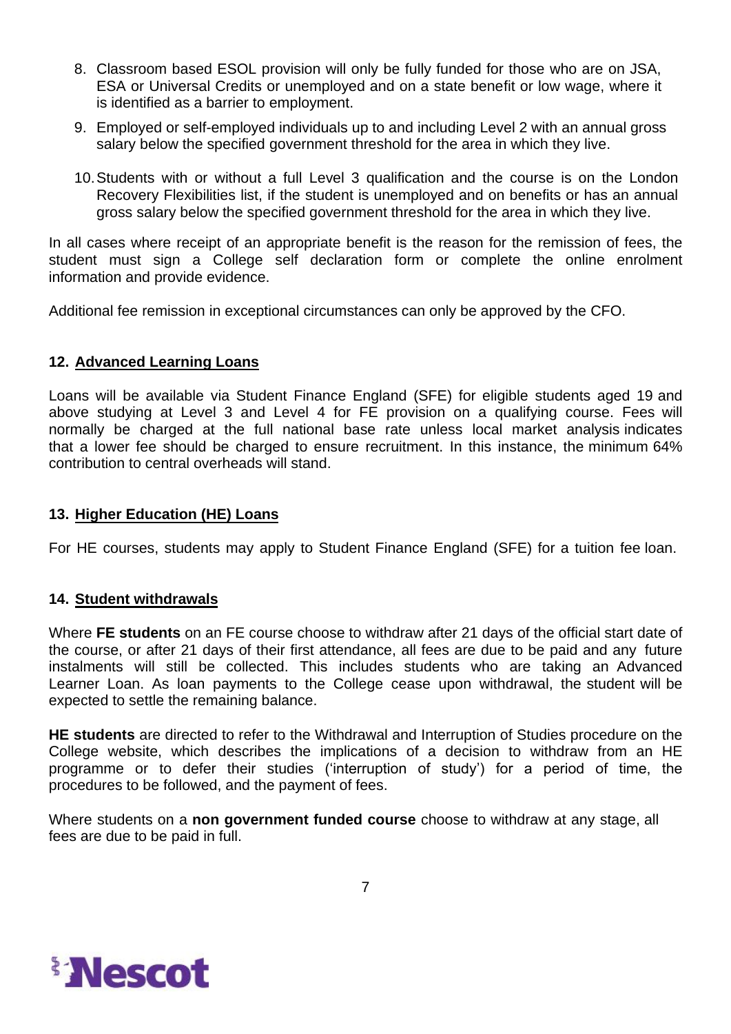8. Classroom based ESOL provision will only be fully funded for those who are on JSA, ESA or Universal Credits or unemployed and on a state benefit or low wage, where it is identified as a barrier to employment.
9. Employed or self-employed individuals up to and including Level 2 with an annual gross salary below the specified government threshold for the area in which they live.
10. Students with or without a full Level 3 qualification and the course is on the London Recovery Flexibilities list, if the student is unemployed and on benefits or has an annual gross salary below the specified government threshold for the area in which they live.

In all cases where receipt of an appropriate benefit is the reason for the remission of fees, the student must sign a College self declaration form or complete the online enrolment information and provide evidence.

Additional fee remission in exceptional circumstances can only be approved by the CFO.

## 12. Advanced Learning Loans

Loans will be available via Student Finance England (SFE) for eligible students aged 19 and above studying at Level 3 and Level 4 for FE provision on a qualifying course. Fees will normally be charged at the full national base rate unless local market analysis indicates that a lower fee should be charged to ensure recruitment. In this instance, the minimum 64% contribution to central overheads will stand.

## 13. Higher Education (HE) Loans

For HE courses, students may apply to Student Finance England (SFE) for a tuition fee loan.

## 14. Student withdrawals

Where **FE students** on an FE course choose to withdraw after 21 days of the official start date of the course, or after 21 days of their first attendance, all fees are due to be paid and any future instalments will still be collected. This includes students who are taking an Advanced Learner Loan. As loan payments to the College cease upon withdrawal, the student will be expected to settle the remaining balance.

**HE students** are directed to refer to the Withdrawal and Interruption of Studies procedure on the College website, which describes the implications of a decision to withdraw from an HE programme or to defer their studies ('interruption of study') for a period of time, the procedures to be followed, and the payment of fees.

Where students on a **non government funded course** choose to withdraw at any stage, all fees are due to be paid in full.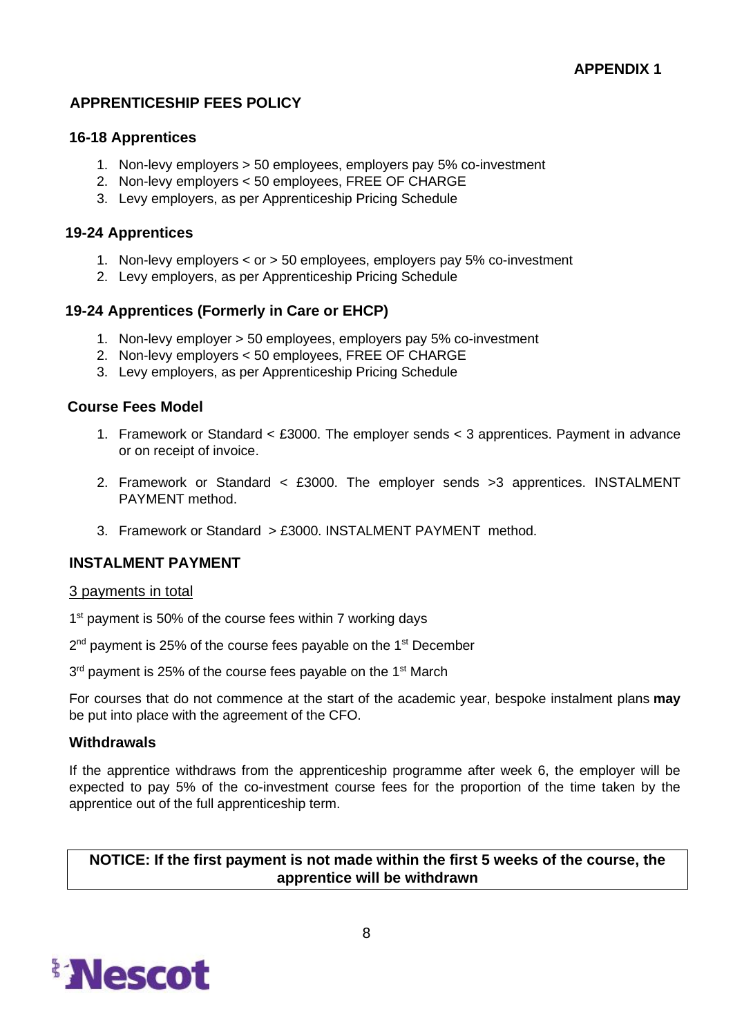**APPENDIX 1**

## APPRENTICESHIP FEES POLICY

### 16-18 Apprentices

1. Non-levy employers > 50 employees, employers pay 5% co-investment
2. Non-levy employers < 50 employees, FREE OF CHARGE
3. Levy employers, as per Apprenticeship Pricing Schedule

### 19-24 Apprentices

1. Non-levy employers < or > 50 employees, employers pay 5% co-investment
2. Levy employers, as per Apprenticeship Pricing Schedule

### 19-24 Apprentices (Formerly in Care or EHCP)

1. Non-levy employer > 50 employees, employers pay 5% co-investment
2. Non-levy employers < 50 employees, FREE OF CHARGE
3. Levy employers, as per Apprenticeship Pricing Schedule

### Course Fees Model

1. Framework or Standard < £3000. The employer sends < 3 apprentices. Payment in advance or on receipt of invoice.

2. Framework or Standard < £3000. The employer sends >3 apprentices. INSTALMENT PAYMENT method.

3. Framework or Standard > £3000. INSTALMENT PAYMENT method.

### INSTALMENT PAYMENT

3 payments in total

1st payment is 50% of the course fees within 7 working days

2nd payment is 25% of the course fees payable on the 1st December

3rd payment is 25% of the course fees payable on the 1st March

For courses that do not commence at the start of the academic year, bespoke instalment plans **may** be put into place with the agreement of the CFO.

### Withdrawals

If the apprentice withdraws from the apprenticeship programme after week 6, the employer will be expected to pay 5% of the co-investment course fees for the proportion of the time taken by the apprentice out of the full apprenticeship term.

**NOTICE: If the first payment is not made within the first 5 weeks of the course, the apprentice will be withdrawn**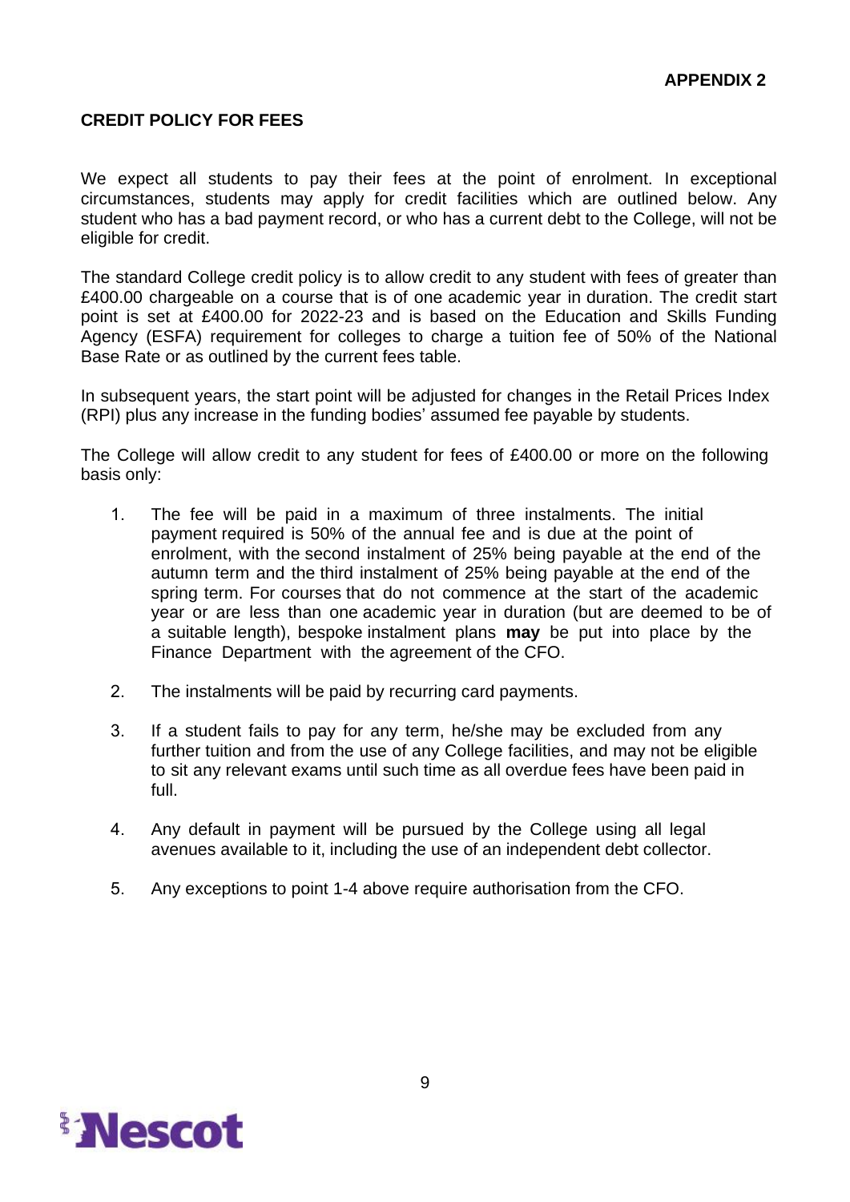**APPENDIX 2**

## CREDIT POLICY FOR FEES

We expect all students to pay their fees at the point of enrolment. In exceptional circumstances, students may apply for credit facilities which are outlined below. Any student who has a bad payment record, or who has a current debt to the College, will not be eligible for credit.

The standard College credit policy is to allow credit to any student with fees of greater than £400.00 chargeable on a course that is of one academic year in duration. The credit start point is set at £400.00 for 2022-23 and is based on the Education and Skills Funding Agency (ESFA) requirement for colleges to charge a tuition fee of 50% of the National Base Rate or as outlined by the current fees table.

In subsequent years, the start point will be adjusted for changes in the Retail Prices Index (RPI) plus any increase in the funding bodies' assumed fee payable by students.

The College will allow credit to any student for fees of £400.00 or more on the following basis only:

1. The fee will be paid in a maximum of three instalments. The initial payment required is 50% of the annual fee and is due at the point of enrolment, with the second instalment of 25% being payable at the end of the autumn term and the third instalment of 25% being payable at the end of the spring term. For courses that do not commence at the start of the academic year or are less than one academic year in duration (but are deemed to be of a suitable length), bespoke instalment plans **may** be put into place by the Finance Department with the agreement of the CFO.

2. The instalments will be paid by recurring card payments.

3. If a student fails to pay for any term, he/she may be excluded from any further tuition and from the use of any College facilities, and may not be eligible to sit any relevant exams until such time as all overdue fees have been paid in full.

4. Any default in payment will be pursued by the College using all legal avenues available to it, including the use of an independent debt collector.

5. Any exceptions to point 1-4 above require authorisation from the CFO.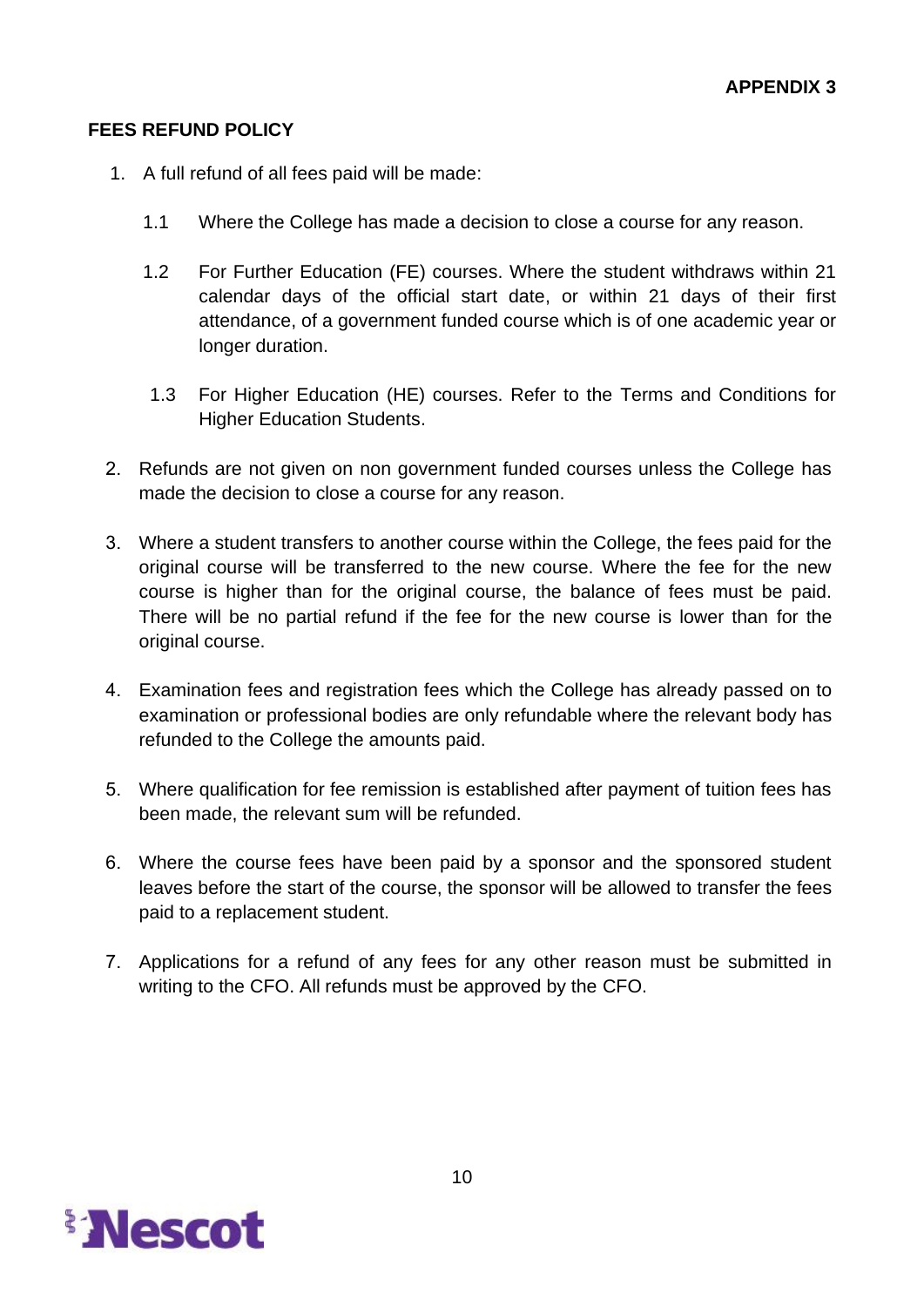**APPENDIX 3**

## FEES REFUND POLICY

1. A full refund of all fees paid will be made:

   1.1 Where the College has made a decision to close a course for any reason.

   1.2 For Further Education (FE) courses. Where the student withdraws within 21 calendar days of the official start date, or within 21 days of their first attendance, of a government funded course which is of one academic year or longer duration.

   1.3 For Higher Education (HE) courses. Refer to the Terms and Conditions for Higher Education Students.

2. Refunds are not given on non government funded courses unless the College has made the decision to close a course for any reason.

3. Where a student transfers to another course within the College, the fees paid for the original course will be transferred to the new course. Where the fee for the new course is higher than for the original course, the balance of fees must be paid. There will be no partial refund if the fee for the new course is lower than for the original course.

4. Examination fees and registration fees which the College has already passed on to examination or professional bodies are only refundable where the relevant body has refunded to the College the amounts paid.

5. Where qualification for fee remission is established after payment of tuition fees has been made, the relevant sum will be refunded.

6. Where the course fees have been paid by a sponsor and the sponsored student leaves before the start of the course, the sponsor will be allowed to transfer the fees paid to a replacement student.

7. Applications for a refund of any fees for any other reason must be submitted in writing to the CFO. All refunds must be approved by the CFO.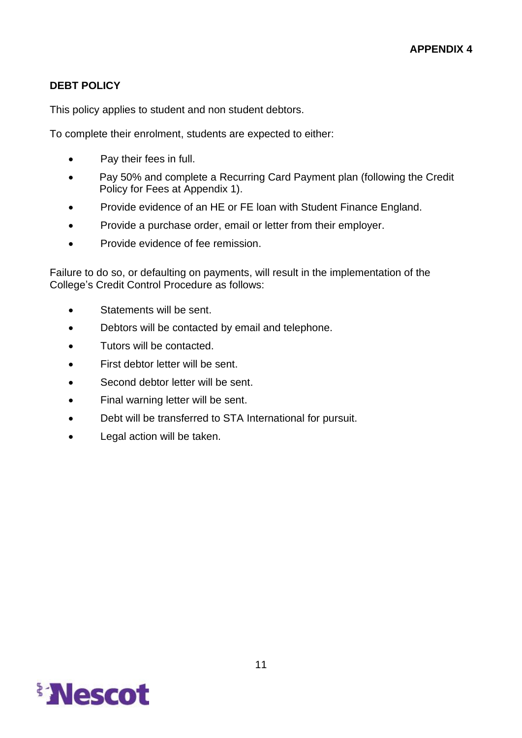**APPENDIX 4**

## DEBT POLICY

This policy applies to student and non student debtors.

To complete their enrolment, students are expected to either:

- Pay their fees in full.
- Pay 50% and complete a Recurring Card Payment plan (following the Credit Policy for Fees at Appendix 1).
- Provide evidence of an HE or FE loan with Student Finance England.
- Provide a purchase order, email or letter from their employer.
- Provide evidence of fee remission.

Failure to do so, or defaulting on payments, will result in the implementation of the College's Credit Control Procedure as follows:

- Statements will be sent.
- Debtors will be contacted by email and telephone.
- Tutors will be contacted.
- First debtor letter will be sent.
- Second debtor letter will be sent.
- Final warning letter will be sent.
- Debt will be transferred to STA International for pursuit.
- Legal action will be taken.